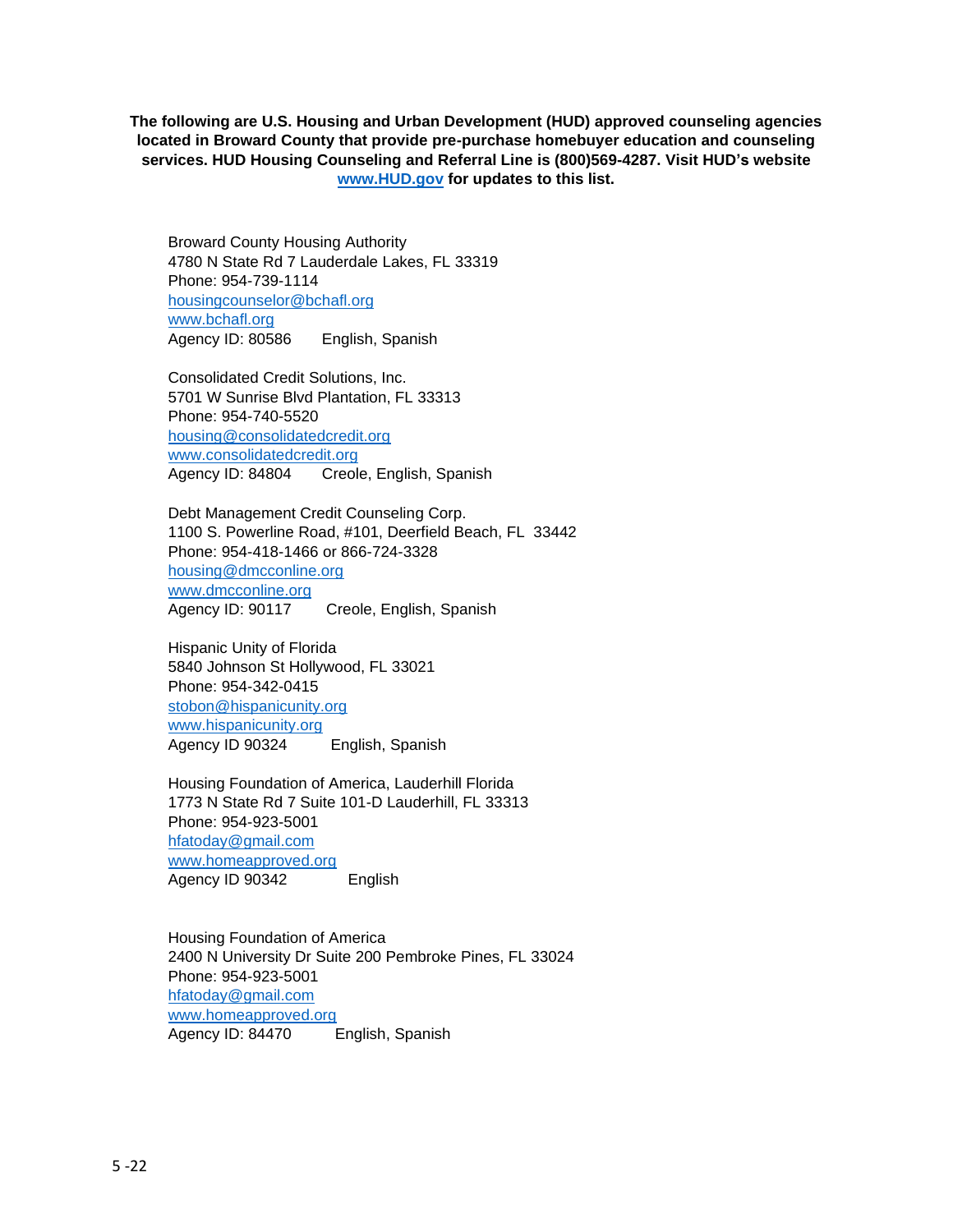**The following are U.S. Housing and Urban Development (HUD) approved counseling agencies located in Broward County that provide pre-purchase homebuyer education and counseling services. HUD Housing Counseling and Referral Line is (800)569-4287. Visit HUD's website [www.HUD.gov](http://www.HUD.gov) for updates to this list.**

Broward County Housing Authority
4780 N State Rd 7 Lauderdale Lakes, FL 33319
Phone: 954-739-1114
housingcounselor@bchafl.org
www.bchafl.org
Agency ID: 80586 English, Spanish

Consolidated Credit Solutions, Inc.
5701 W Sunrise Blvd Plantation, FL 33313
Phone: 954-740-5520
housing@consolidatedcredit.org
www.consolidatedcredit.org
Agency ID: 84804 Creole, English, Spanish

Debt Management Credit Counseling Corp.
1100 S. Powerline Road, #101, Deerfield Beach, FL 33442
Phone: 954-418-1466 or 866-724-3328
housing@dmcconline.org
www.dmcconline.org
Agency ID: 90117 Creole, English, Spanish

Hispanic Unity of Florida
5840 Johnson St Hollywood, FL 33021
Phone: 954-342-0415
stobon@hispanicunity.org
www.hispanicunity.org
Agency ID 90324 English, Spanish

Housing Foundation of America, Lauderhill Florida
1773 N State Rd 7 Suite 101-D Lauderhill, FL 33313
Phone: 954-923-5001
hfatoday@gmail.com
www.homeapproved.org
Agency ID 90342 English

Housing Foundation of America
2400 N University Dr Suite 200 Pembroke Pines, FL 33024
Phone: 954-923-5001
hfatoday@gmail.com
www.homeapproved.org
Agency ID: 84470 English, Spanish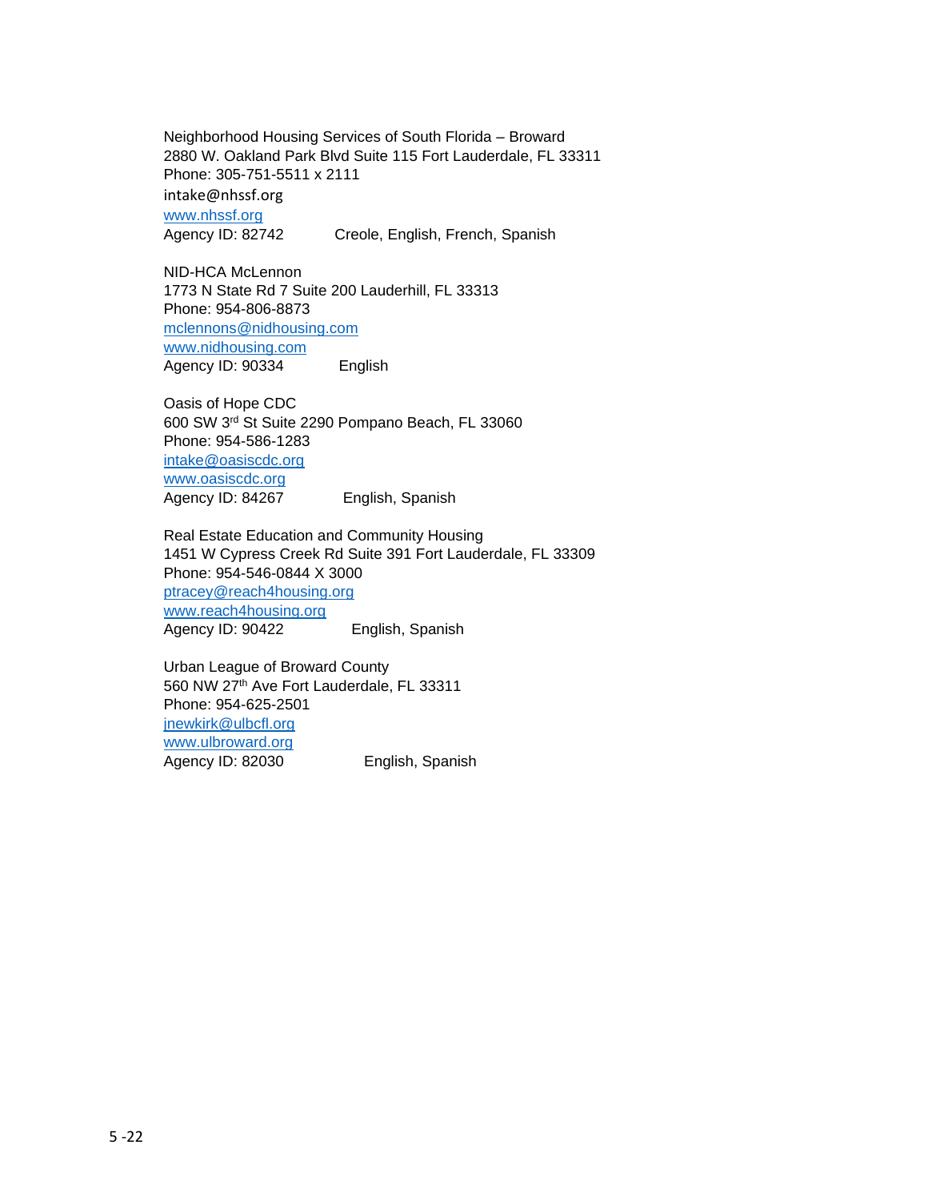Neighborhood Housing Services of South Florida – Broward
2880 W. Oakland Park Blvd Suite 115 Fort Lauderdale, FL 33311
Phone: 305-751-5511 x 2111
intake@nhssf.org
www.nhssf.org
Agency ID: 82742 Creole, English, French, Spanish

NID-HCA McLennon
1773 N State Rd 7 Suite 200 Lauderhill, FL 33313
Phone: 954-806-8873
mclennons@nidhousing.com
www.nidhousing.com
Agency ID: 90334 English

Oasis of Hope CDC
600 SW 3rd St Suite 2290 Pompano Beach, FL 33060
Phone: 954-586-1283
intake@oasiscdc.org
www.oasiscdc.org
Agency ID: 84267 English, Spanish

Real Estate Education and Community Housing
1451 W Cypress Creek Rd Suite 391 Fort Lauderdale, FL 33309
Phone: 954-546-0844 X 3000
ptracey@reach4housing.org
www.reach4housing.org
Agency ID: 90422 English, Spanish

Urban League of Broward County
560 NW 27th Ave Fort Lauderdale, FL 33311
Phone: 954-625-2501
jnewkirk@ulbcfl.org
www.ulbroward.org
Agency ID: 82030 English, Spanish